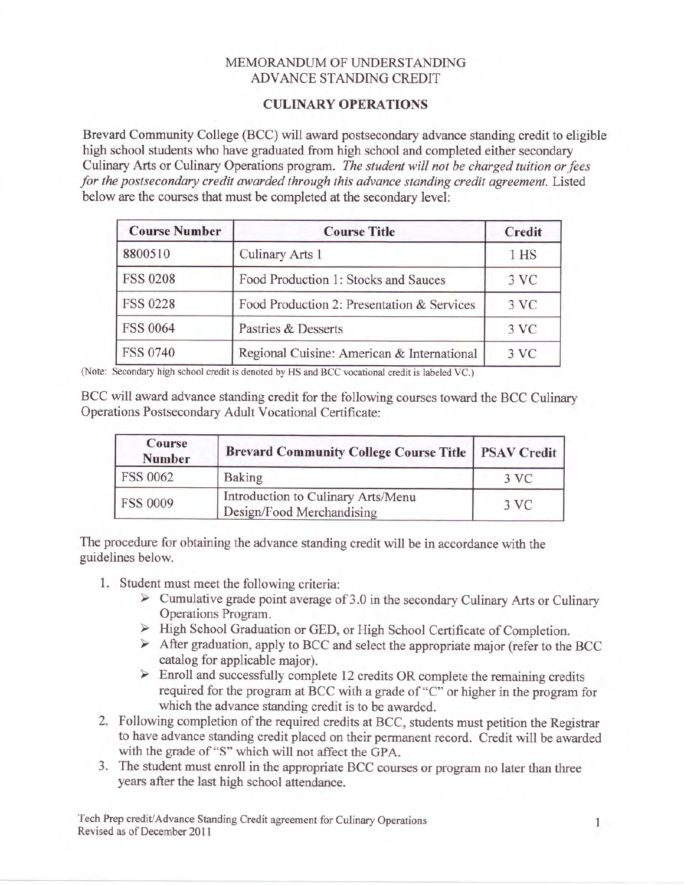# MEMORANDUM OF UNDERSTANDING
## ADVANCE STANDING CREDIT

### CULINARY OPERATIONS

Brevard Community College (BCC) will award postsecondary advance standing credit to eligible high school students who have graduated from high school and completed either secondary Culinary Arts or Culinary Operations program. *The student will not be charged tuition or fees for the postsecondary credit awarded through this advance standing credit agreement.* Listed below are the courses that must be completed at the secondary level:

| Course Number | Course Title | Credit |
|---|---|---|
| 8800510 | Culinary Arts 1 | 1 HS |
| FSS 0208 | Food Production 1: Stocks and Sauces | 3 VC |
| FSS 0228 | Food Production 2: Presentation & Services | 3 VC |
| FSS 0064 | Pastries & Desserts | 3 VC |
| FSS 0740 | Regional Cuisine: American & International | 3 VC |

(Note: Secondary high school credit is denoted by HS and BCC vocational credit is labeled VC.)

BCC will award advance standing credit for the following courses toward the BCC Culinary Operations Postsecondary Adult Vocational Certificate:

| Course Number | Brevard Community College Course Title | PSAV Credit |
|---|---|---|
| FSS 0062 | Baking | 3 VC |
| FSS 0009 | Introduction to Culinary Arts/Menu Design/Food Merchandising | 3 VC |

The procedure for obtaining the advance standing credit will be in accordance with the guidelines below.

1. Student must meet the following criteria:
   - Cumulative grade point average of 3.0 in the secondary Culinary Arts or Culinary Operations Program.
   - High School Graduation or GED, or High School Certificate of Completion.
   - After graduation, apply to BCC and select the appropriate major (refer to the BCC catalog for applicable major).
   - Enroll and successfully complete 12 credits OR complete the remaining credits required for the program at BCC with a grade of "C" or higher in the program for which the advance standing credit is to be awarded.
2. Following completion of the required credits at BCC, students must petition the Registrar to have advance standing credit placed on their permanent record. Credit will be awarded with the grade of "S" which will not affect the GPA.
3. The student must enroll in the appropriate BCC courses or program no later than three years after the last high school attendance.

Tech Prep credit/Advance Standing Credit agreement for Culinary Operations
Revised as of December 2011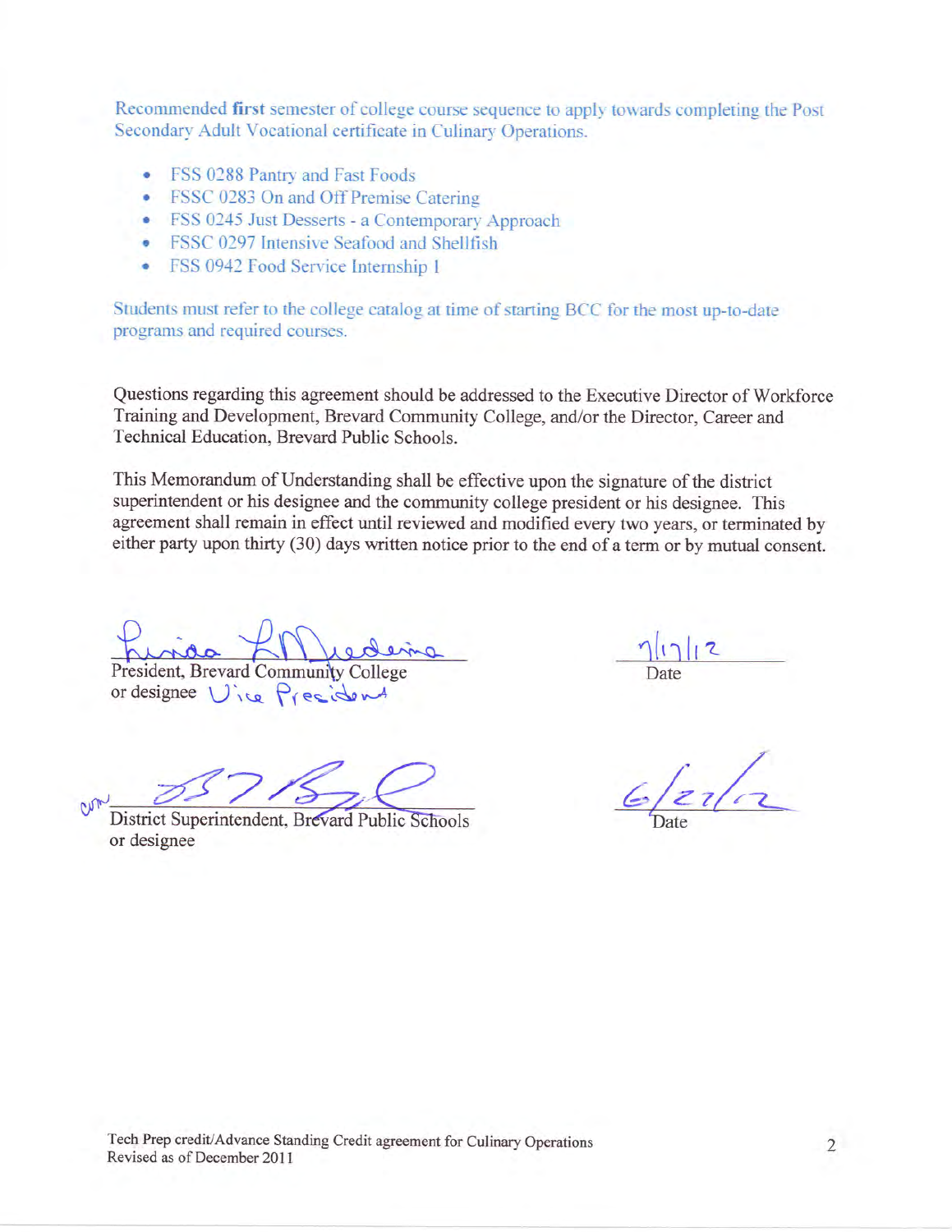Recommended **first** semester of college course sequence to apply towards completing the Post Secondary Adult Vocational certificate in Culinary Operations.

- FSS 0288 Pantry and Fast Foods
- FSSC 0283 On and Off Premise Catering
- FSS 0245 Just Desserts - a Contemporary Approach
- FSSC 0297 Intensive Seafood and Shellfish
- FSS 0942 Food Service Internship 1

Students must refer to the college catalog at time of starting BCC for the most up-to-date programs and required courses.

Questions regarding this agreement should be addressed to the Executive Director of Workforce Training and Development, Brevard Community College, and/or the Director, Career and Technical Education, Brevard Public Schools.

This Memorandum of Understanding shall be effective upon the signature of the district superintendent or his designee and the community college president or his designee. This agreement shall remain in effect until reviewed and modified every two years, or terminated by either party upon thirty (30) days written notice prior to the end of a term or by mutual consent.

President, Brevard Community College or designee Vice President — Date 7/17/12

District Superintendent, Brevard Public Schools or designee — Date 6/27/12

Tech Prep credit/Advance Standing Credit agreement for Culinary Operations
Revised as of December 2011